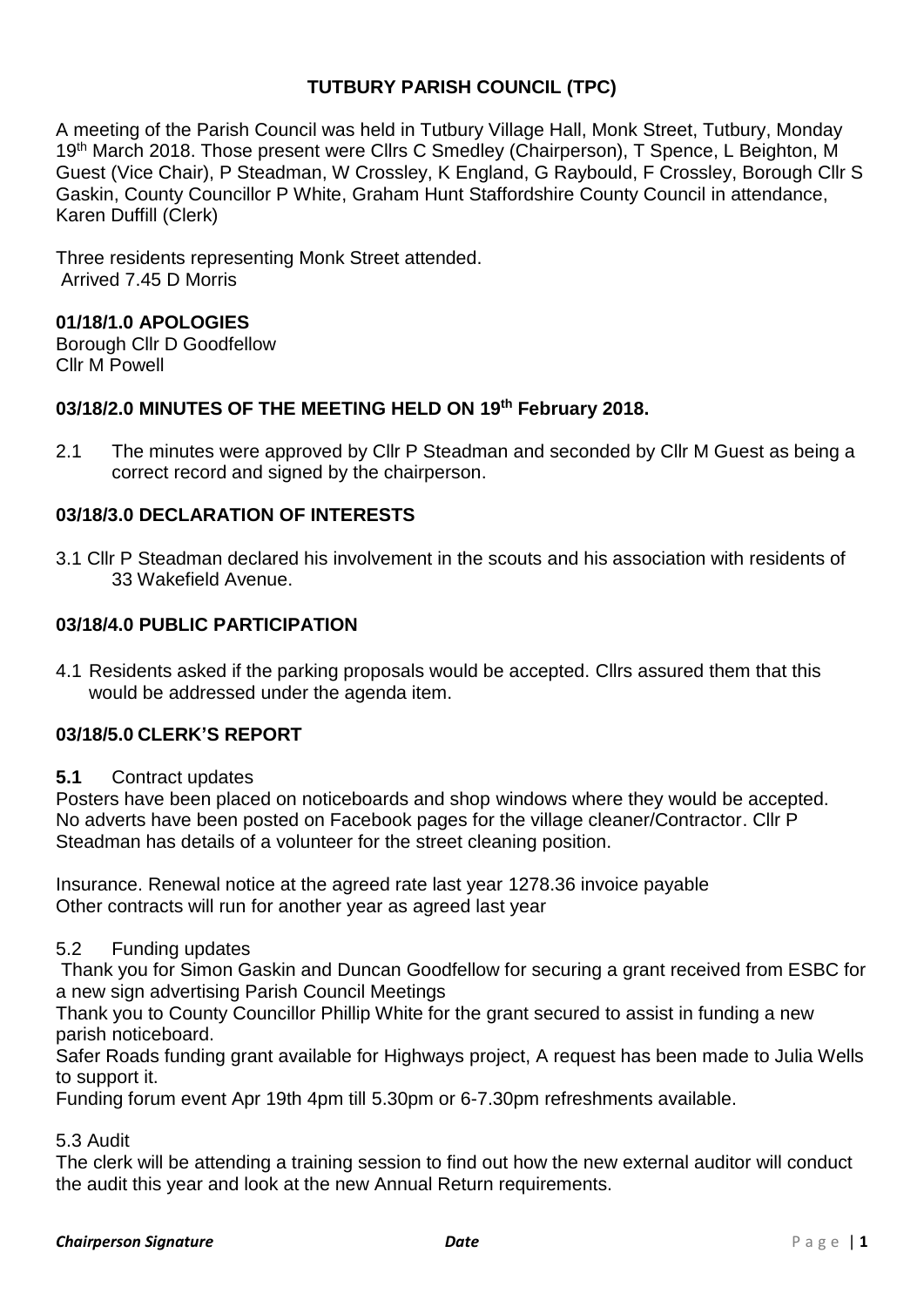# TUTBURY PARISH COUNCIL (TPC)

A meeting of the Parish Council was held in Tutbury Village Hall, Monk Street, Tutbury, Monday 19th March 2018. Those present were Cllrs C Smedley (Chairperson), T Spence, L Beighton, M Guest (Vice Chair), P Steadman, W Crossley, K England, G Raybould, F Crossley, Borough Cllr S Gaskin, County Councillor P White, Graham Hunt Staffordshire County Council in attendance, Karen Duffill (Clerk)

Three residents representing Monk Street attended.
Arrived 7.45 D Morris

## 01/18/1.0 APOLOGIES

Borough Cllr D Goodfellow
Cllr M Powell

## 03/18/2.0 MINUTES OF THE MEETING HELD ON 19th February 2018.

2.1 The minutes were approved by Cllr P Steadman and seconded by Cllr M Guest as being a correct record and signed by the chairperson.

## 03/18/3.0 DECLARATION OF INTERESTS

3.1 Cllr P Steadman declared his involvement in the scouts and his association with residents of 33 Wakefield Avenue.

## 03/18/4.0 PUBLIC PARTICIPATION

4.1 Residents asked if the parking proposals would be accepted. Cllrs assured them that this would be addressed under the agenda item.

## 03/18/5.0 CLERK'S REPORT

**5.1** Contract updates

Posters have been placed on noticeboards and shop windows where they would be accepted. No adverts have been posted on Facebook pages for the village cleaner/Contractor. Cllr P Steadman has details of a volunteer for the street cleaning position.

Insurance. Renewal notice at the agreed rate last year 1278.36 invoice payable
Other contracts will run for another year as agreed last year

5.2 Funding updates

Thank you for Simon Gaskin and Duncan Goodfellow for securing a grant received from ESBC for a new sign advertising Parish Council Meetings

Thank you to County Councillor Phillip White for the grant secured to assist in funding a new parish noticeboard.

Safer Roads funding grant available for Highways project, A request has been made to Julia Wells to support it.

Funding forum event Apr 19th 4pm till 5.30pm or 6-7.30pm refreshments available.

5.3 Audit

The clerk will be attending a training session to find out how the new external auditor will conduct the audit this year and look at the new Annual Return requirements.

*Chairperson Signature* *Date*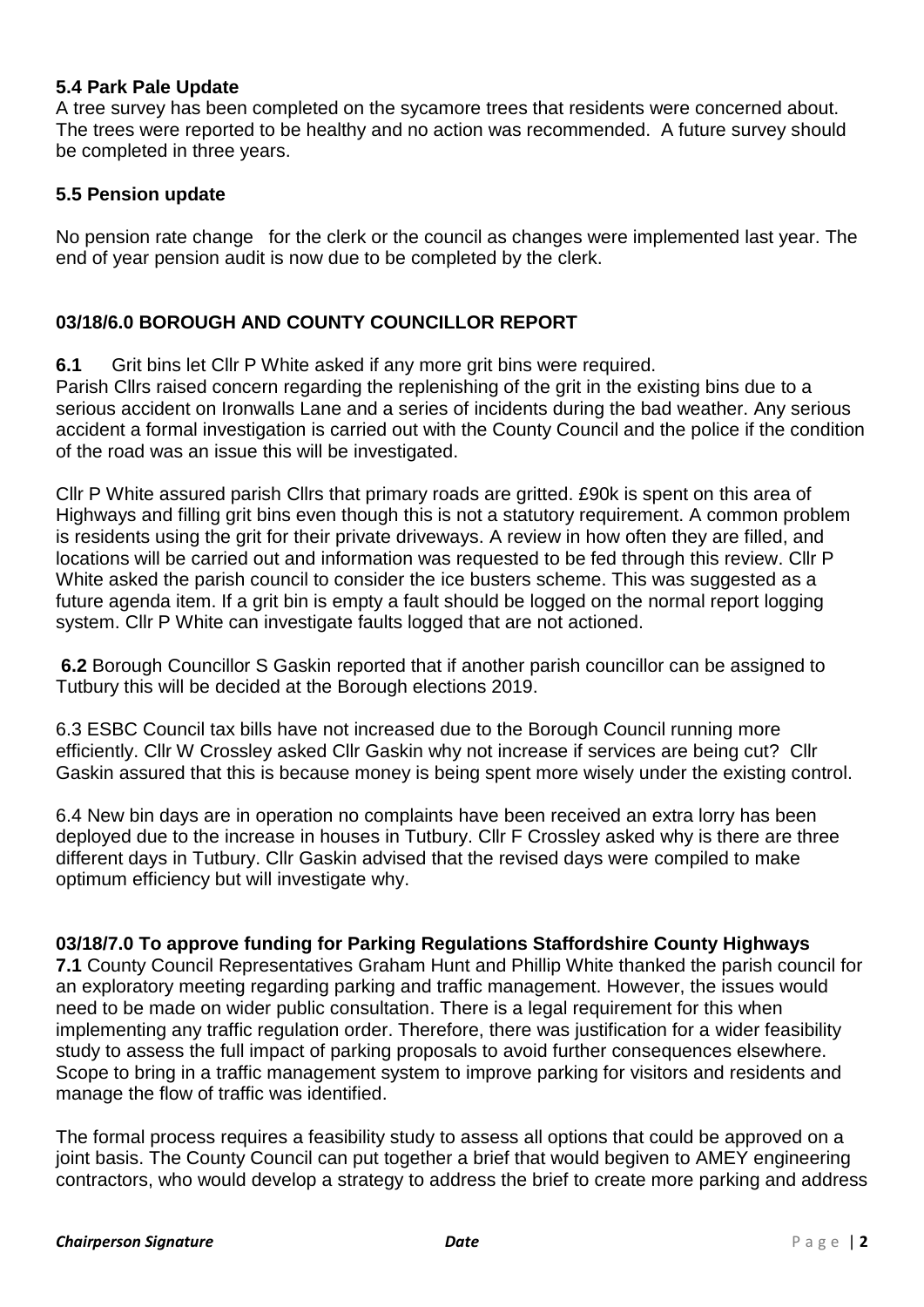**5.4 Park Pale Update**

A tree survey has been completed on the sycamore trees that residents were concerned about. The trees were reported to be healthy and no action was recommended. A future survey should be completed in three years.

**5.5 Pension update**

No pension rate change for the clerk or the council as changes were implemented last year. The end of year pension audit is now due to be completed by the clerk.

**03/18/6.0 BOROUGH AND COUNTY COUNCILLOR REPORT**

**6.1** Grit bins let Cllr P White asked if any more grit bins were required.
Parish Cllrs raised concern regarding the replenishing of the grit in the existing bins due to a serious accident on Ironwalls Lane and a series of incidents during the bad weather. Any serious accident a formal investigation is carried out with the County Council and the police if the condition of the road was an issue this will be investigated.

Cllr P White assured parish Cllrs that primary roads are gritted. £90k is spent on this area of Highways and filling grit bins even though this is not a statutory requirement. A common problem is residents using the grit for their private driveways. A review in how often they are filled, and locations will be carried out and information was requested to be fed through this review. Cllr P White asked the parish council to consider the ice busters scheme. This was suggested as a future agenda item. If a grit bin is empty a fault should be logged on the normal report logging system. Cllr P White can investigate faults logged that are not actioned.

**6.2** Borough Councillor S Gaskin reported that if another parish councillor can be assigned to Tutbury this will be decided at the Borough elections 2019.

6.3 ESBC Council tax bills have not increased due to the Borough Council running more efficiently. Cllr W Crossley asked Cllr Gaskin why not increase if services are being cut? Cllr Gaskin assured that this is because money is being spent more wisely under the existing control.

6.4 New bin days are in operation no complaints have been received an extra lorry has been deployed due to the increase in houses in Tutbury. Cllr F Crossley asked why is there are three different days in Tutbury. Cllr Gaskin advised that the revised days were compiled to make optimum efficiency but will investigate why.

**03/18/7.0 To approve funding for Parking Regulations Staffordshire County Highways**

**7.1** County Council Representatives Graham Hunt and Phillip White thanked the parish council for an exploratory meeting regarding parking and traffic management. However, the issues would need to be made on wider public consultation. There is a legal requirement for this when implementing any traffic regulation order. Therefore, there was justification for a wider feasibility study to assess the full impact of parking proposals to avoid further consequences elsewhere. Scope to bring in a traffic management system to improve parking for visitors and residents and manage the flow of traffic was identified.

The formal process requires a feasibility study to assess all options that could be approved on a joint basis. The County Council can put together a brief that would begiven to AMEY engineering contractors, who would develop a strategy to address the brief to create more parking and address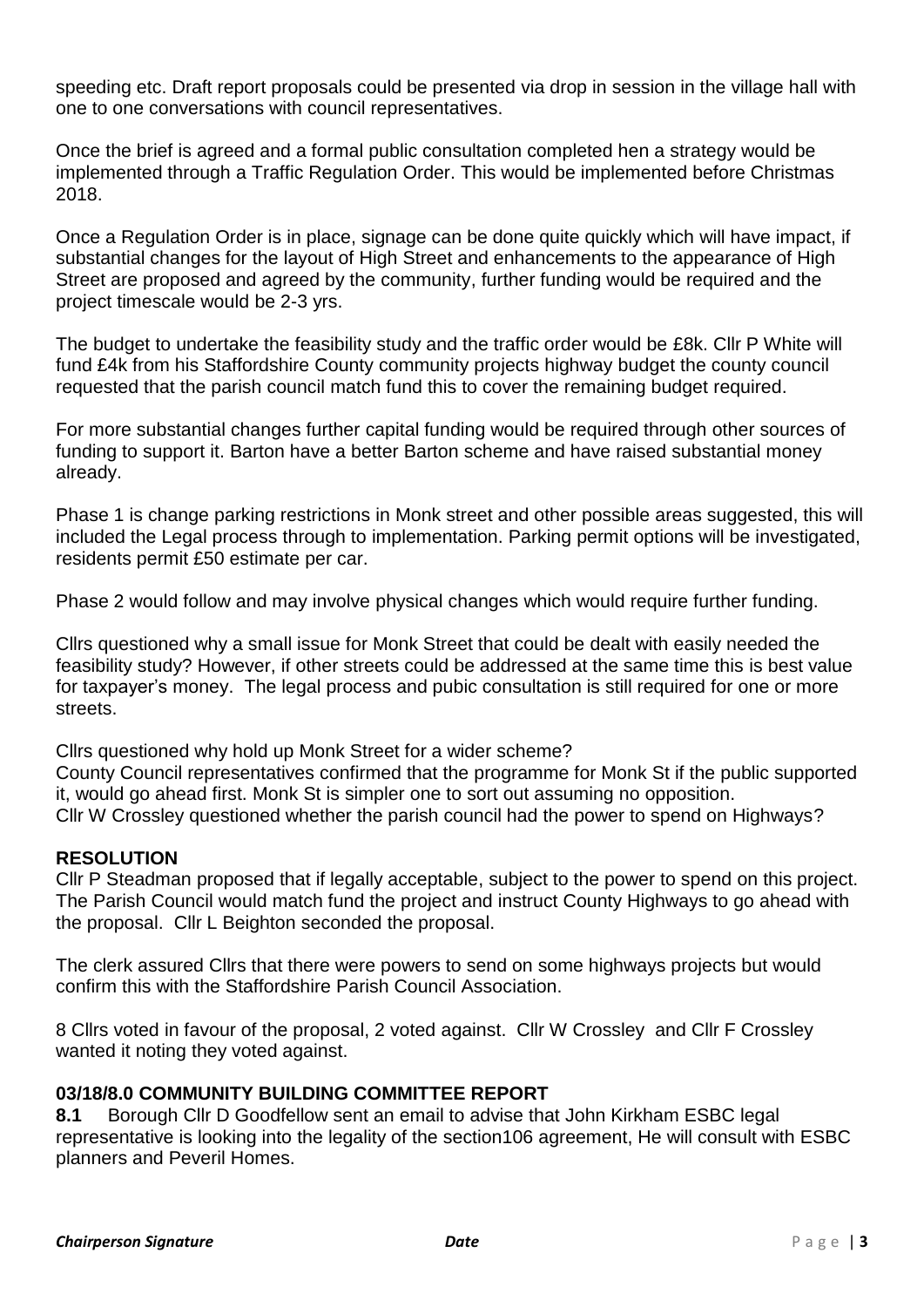speeding etc. Draft report proposals could be presented via drop in session in the village hall with one to one conversations with council representatives.

Once the brief is agreed and a formal public consultation completed hen a strategy would be implemented through a Traffic Regulation Order. This would be implemented before Christmas 2018.

Once a Regulation Order is in place, signage can be done quite quickly which will have impact, if substantial changes for the layout of High Street and enhancements to the appearance of High Street are proposed and agreed by the community, further funding would be required and the project timescale would be 2-3 yrs.

The budget to undertake the feasibility study and the traffic order would be £8k. Cllr P White will fund £4k from his Staffordshire County community projects highway budget the county council requested that the parish council match fund this to cover the remaining budget required.

For more substantial changes further capital funding would be required through other sources of funding to support it. Barton have a better Barton scheme and have raised substantial money already.

Phase 1 is change parking restrictions in Monk street and other possible areas suggested, this will included the Legal process through to implementation. Parking permit options will be investigated, residents permit £50 estimate per car.

Phase 2 would follow and may involve physical changes which would require further funding.

Cllrs questioned why a small issue for Monk Street that could be dealt with easily needed the feasibility study? However, if other streets could be addressed at the same time this is best value for taxpayer's money. The legal process and pubic consultation is still required for one or more streets.

Cllrs questioned why hold up Monk Street for a wider scheme?
County Council representatives confirmed that the programme for Monk St if the public supported it, would go ahead first. Monk St is simpler one to sort out assuming no opposition.
Cllr W Crossley questioned whether the parish council had the power to spend on Highways?

**RESOLUTION**

Cllr P Steadman proposed that if legally acceptable, subject to the power to spend on this project. The Parish Council would match fund the project and instruct County Highways to go ahead with the proposal. Cllr L Beighton seconded the proposal.

The clerk assured Cllrs that there were powers to send on some highways projects but would confirm this with the Staffordshire Parish Council Association.

8 Cllrs voted in favour of the proposal, 2 voted against. Cllr W Crossley and Cllr F Crossley wanted it noting they voted against.

**03/18/8.0 COMMUNITY BUILDING COMMITTEE REPORT**

**8.1** Borough Cllr D Goodfellow sent an email to advise that John Kirkham ESBC legal representative is looking into the legality of the section106 agreement, He will consult with ESBC planners and Peveril Homes.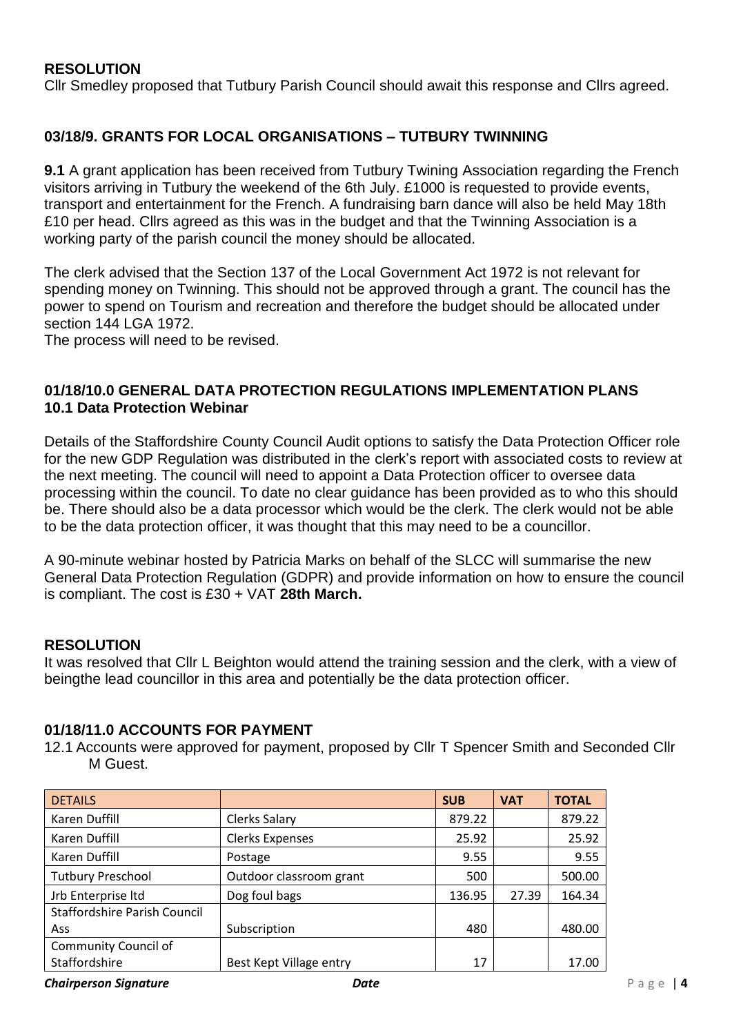### RESOLUTION

Cllr Smedley proposed that Tutbury Parish Council should await this response and Cllrs agreed.

## 03/18/9. GRANTS FOR LOCAL ORGANISATIONS – TUTBURY TWINNING

**9.1** A grant application has been received from Tutbury Twining Association regarding the French visitors arriving in Tutbury the weekend of the 6th July. £1000 is requested to provide events, transport and entertainment for the French. A fundraising barn dance will also be held May 18th £10 per head. Cllrs agreed as this was in the budget and that the Twinning Association is a working party of the parish council the money should be allocated.

The clerk advised that the Section 137 of the Local Government Act 1972 is not relevant for spending money on Twinning. This should not be approved through a grant. The council has the power to spend on Tourism and recreation and therefore the budget should be allocated under section 144 LGA 1972.

The process will need to be revised.

## 01/18/10.0 GENERAL DATA PROTECTION REGULATIONS IMPLEMENTATION PLANS

### 10.1 Data Protection Webinar

Details of the Staffordshire County Council Audit options to satisfy the Data Protection Officer role for the new GDP Regulation was distributed in the clerk's report with associated costs to review at the next meeting. The council will need to appoint a Data Protection officer to oversee data processing within the council. To date no clear guidance has been provided as to who this should be. There should also be a data processor which would be the clerk. The clerk would not be able to be the data protection officer, it was thought that this may need to be a councillor.

A 90-minute webinar hosted by Patricia Marks on behalf of the SLCC will summarise the new General Data Protection Regulation (GDPR) and provide information on how to ensure the council is compliant. The cost is £30 + VAT **28th March.**

### RESOLUTION

It was resolved that Cllr L Beighton would attend the training session and the clerk, with a view of beingthe lead councillor in this area and potentially be the data protection officer.

## 01/18/11.0 ACCOUNTS FOR PAYMENT

12.1 Accounts were approved for payment, proposed by Cllr T Spencer Smith and Seconded Cllr M Guest.

| DETAILS | | SUB | VAT | TOTAL |
|---|---|---|---|---|
| Karen Duffill | Clerks Salary | 879.22 | | 879.22 |
| Karen Duffill | Clerks Expenses | 25.92 | | 25.92 |
| Karen Duffill | Postage | 9.55 | | 9.55 |
| Tutbury Preschool | Outdoor classroom grant | 500 | | 500.00 |
| Jrb Enterprise ltd | Dog foul bags | 136.95 | 27.39 | 164.34 |
| Staffordshire Parish Council Ass | Subscription | 480 | | 480.00 |
| Community Council of Staffordshire | Best Kept Village entry | 17 | | 17.00 |

***Chairperson Signature*** ***Date***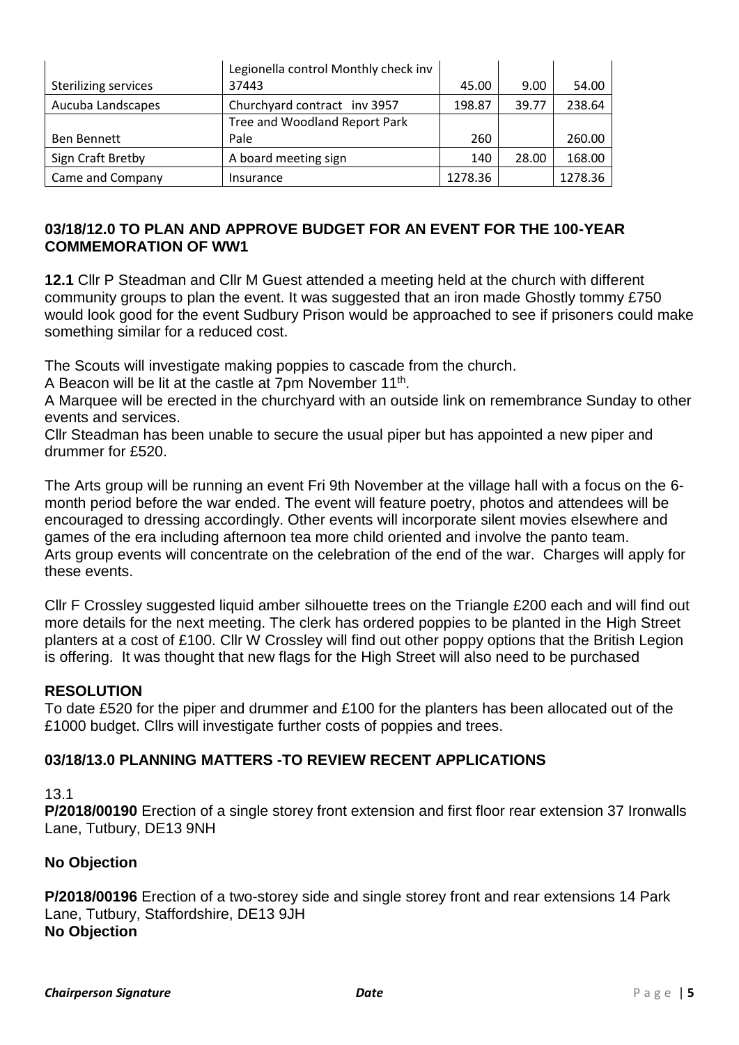| | | | | |
|---|---|---|---|---|
| Sterilizing services | Legionella control Monthly check inv 37443 | 45.00 | 9.00 | 54.00 |
| Aucuba Landscapes | Churchyard contract inv 3957 | 198.87 | 39.77 | 238.64 |
| Ben Bennett | Tree and Woodland Report Park Pale | 260 | | 260.00 |
| Sign Craft Bretby | A board meeting sign | 140 | 28.00 | 168.00 |
| Came and Company | Insurance | 1278.36 | | 1278.36 |

## 03/18/12.0 TO PLAN AND APPROVE BUDGET FOR AN EVENT FOR THE 100-YEAR COMMEMORATION OF WW1

**12.1** Cllr P Steadman and Cllr M Guest attended a meeting held at the church with different community groups to plan the event. It was suggested that an iron made Ghostly tommy £750 would look good for the event Sudbury Prison would be approached to see if prisoners could make something similar for a reduced cost.

The Scouts will investigate making poppies to cascade from the church.

A Beacon will be lit at the castle at 7pm November 11th.

A Marquee will be erected in the churchyard with an outside link on remembrance Sunday to other events and services.

Cllr Steadman has been unable to secure the usual piper but has appointed a new piper and drummer for £520.

The Arts group will be running an event Fri 9th November at the village hall with a focus on the 6-month period before the war ended. The event will feature poetry, photos and attendees will be encouraged to dressing accordingly. Other events will incorporate silent movies elsewhere and games of the era including afternoon tea more child oriented and involve the panto team. Arts group events will concentrate on the celebration of the end of the war. Charges will apply for these events.

Cllr F Crossley suggested liquid amber silhouette trees on the Triangle £200 each and will find out more details for the next meeting. The clerk has ordered poppies to be planted in the High Street planters at a cost of £100. Cllr W Crossley will find out other poppy options that the British Legion is offering. It was thought that new flags for the High Street will also need to be purchased

**RESOLUTION**

To date £520 for the piper and drummer and £100 for the planters has been allocated out of the £1000 budget. Cllrs will investigate further costs of poppies and trees.

## 03/18/13.0 PLANNING MATTERS -TO REVIEW RECENT APPLICATIONS

13.1

**P/2018/00190** Erection of a single storey front extension and first floor rear extension 37 Ironwalls Lane, Tutbury, DE13 9NH

**No Objection**

**P/2018/00196** Erection of a two-storey side and single storey front and rear extensions 14 Park Lane, Tutbury, Staffordshire, DE13 9JH

**No Objection**

***Chairperson Signature*** ***Date***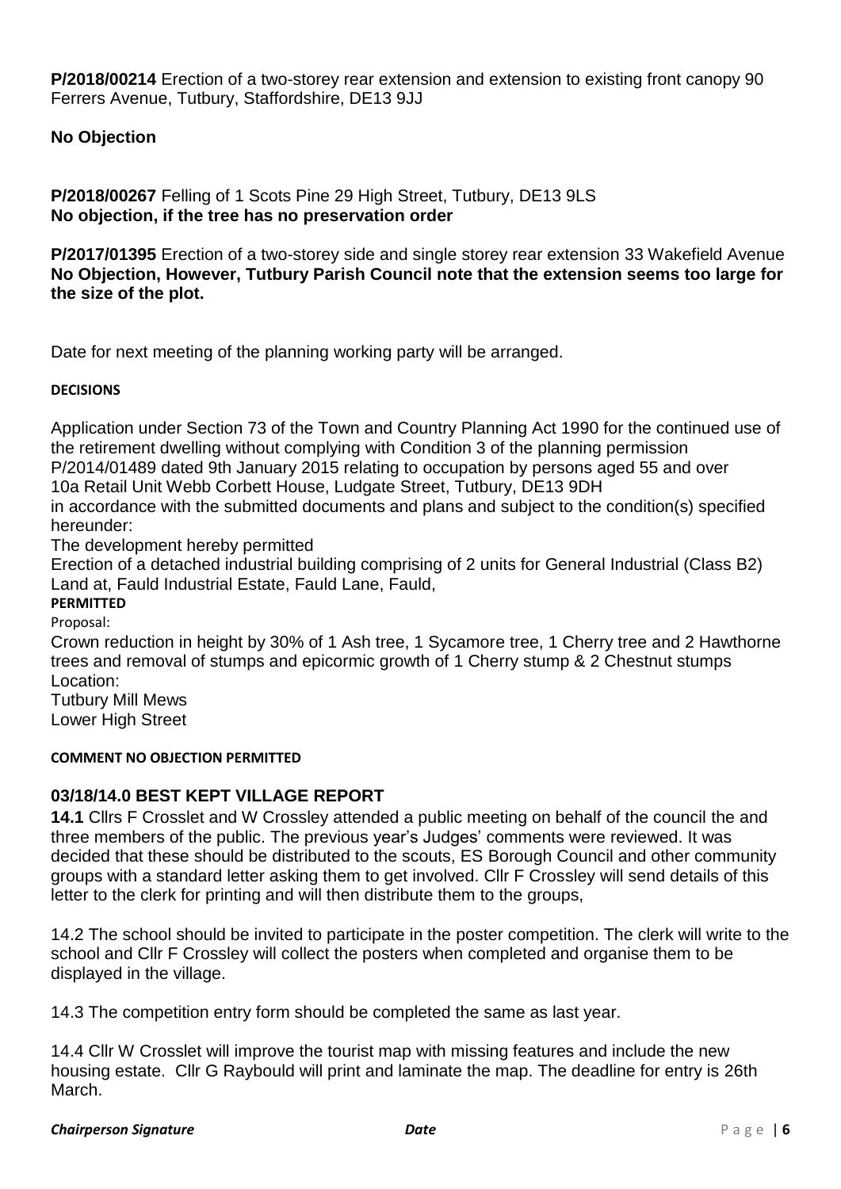**P/2018/00214** Erection of a two-storey rear extension and extension to existing front canopy 90 Ferrers Avenue, Tutbury, Staffordshire, DE13 9JJ

**No Objection**

**P/2018/00267** Felling of 1 Scots Pine 29 High Street, Tutbury, DE13 9LS
**No objection, if the tree has no preservation order**

**P/2017/01395** Erection of a two-storey side and single storey rear extension 33 Wakefield Avenue **No Objection, However, Tutbury Parish Council note that the extension seems too large for the size of the plot.**

Date for next meeting of the planning working party will be arranged.

**DECISIONS**

Application under Section 73 of the Town and Country Planning Act 1990 for the continued use of the retirement dwelling without complying with Condition 3 of the planning permission P/2014/01489 dated 9th January 2015 relating to occupation by persons aged 55 and over
10a Retail Unit Webb Corbett House, Ludgate Street, Tutbury, DE13 9DH
in accordance with the submitted documents and plans and subject to the condition(s) specified hereunder:
The development hereby permitted
Erection of a detached industrial building comprising of 2 units for General Industrial (Class B2)
Land at, Fauld Industrial Estate, Fauld Lane, Fauld,
**PERMITTED**
Proposal:
Crown reduction in height by 30% of 1 Ash tree, 1 Sycamore tree, 1 Cherry tree and 2 Hawthorne trees and removal of stumps and epicormic growth of 1 Cherry stump & 2 Chestnut stumps
Location:
Tutbury Mill Mews
Lower High Street

**COMMENT NO OBJECTION PERMITTED**

## 03/18/14.0 BEST KEPT VILLAGE REPORT

**14.1** Cllrs F Crosslet and W Crossley attended a public meeting on behalf of the council the and three members of the public. The previous year's Judges' comments were reviewed. It was decided that these should be distributed to the scouts, ES Borough Council and other community groups with a standard letter asking them to get involved. Cllr F Crossley will send details of this letter to the clerk for printing and will then distribute them to the groups,

14.2 The school should be invited to participate in the poster competition. The clerk will write to the school and Cllr F Crossley will collect the posters when completed and organise them to be displayed in the village.

14.3 The competition entry form should be completed the same as last year.

14.4 Cllr W Crosslet will improve the tourist map with missing features and include the new housing estate. Cllr G Raybould will print and laminate the map. The deadline for entry is 26th March.

***Chairperson Signature*** ***Date***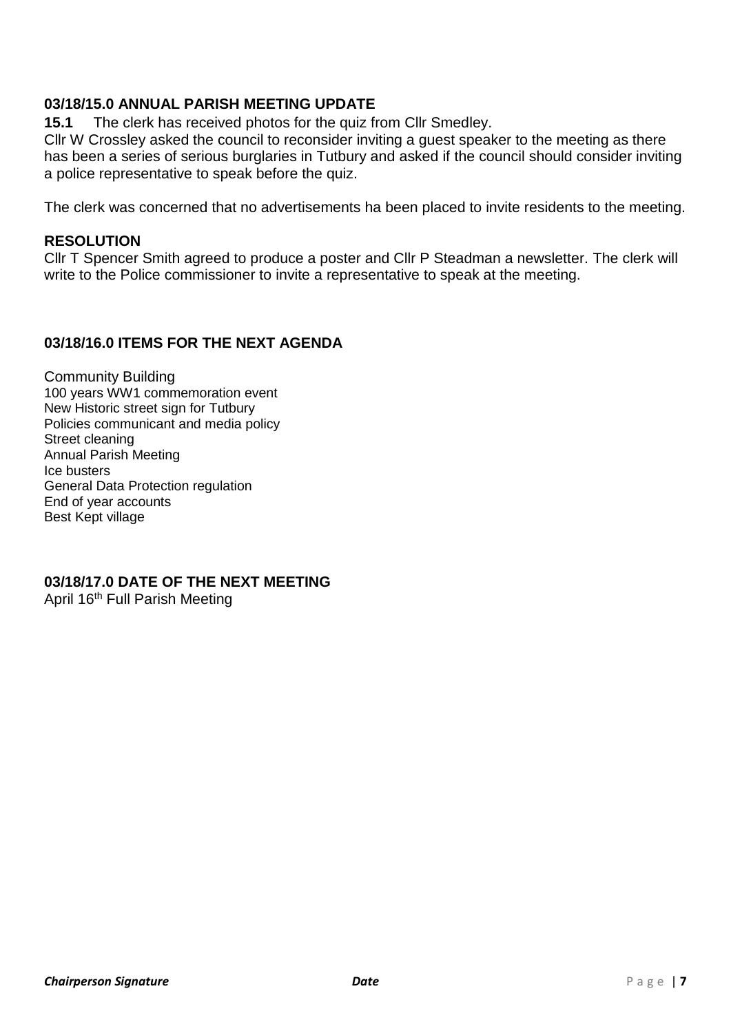### 03/18/15.0 ANNUAL PARISH MEETING UPDATE

**15.1** The clerk has received photos for the quiz from Cllr Smedley.

Cllr W Crossley asked the council to reconsider inviting a guest speaker to the meeting as there has been a series of serious burglaries in Tutbury and asked if the council should consider inviting a police representative to speak before the quiz.

The clerk was concerned that no advertisements ha been placed to invite residents to the meeting.

**RESOLUTION**

Cllr T Spencer Smith agreed to produce a poster and Cllr P Steadman a newsletter. The clerk will write to the Police commissioner to invite a representative to speak at the meeting.

### 03/18/16.0 ITEMS FOR THE NEXT AGENDA

Community Building
100 years WW1 commemoration event
New Historic street sign for Tutbury
Policies communicant and media policy
Street cleaning
Annual Parish Meeting
Ice busters
General Data Protection regulation
End of year accounts
Best Kept village

### 03/18/17.0 DATE OF THE NEXT MEETING

April 16th Full Parish Meeting

***Chairperson Signature*** ***Date***